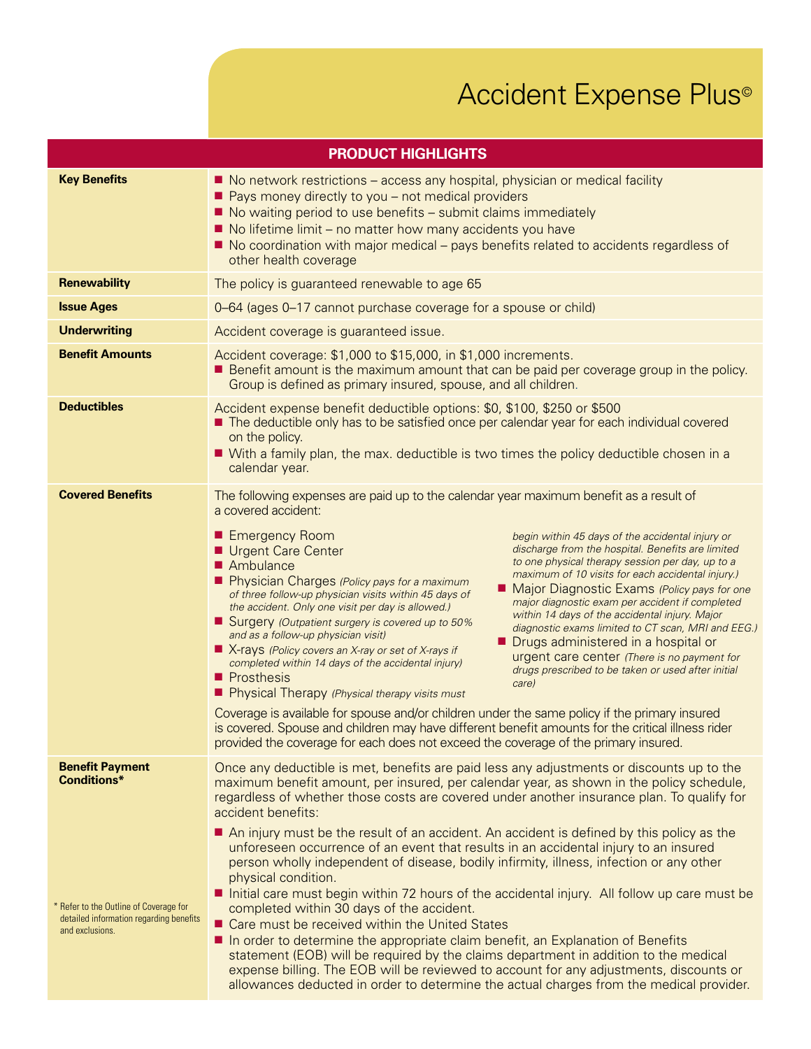# Accident Expense Plus©

## PRODUCT HIGHLIGHTS

**Key Benefits**

- No network restrictions – access any hospital, physician or medical facility
- Pays money directly to you – not medical providers
- No waiting period to use benefits – submit claims immediately
- No lifetime limit – no matter how many accidents you have
- No coordination with major medical – pays benefits related to accidents regardless of other health coverage

**Renewability**

The policy is guaranteed renewable to age 65

**Issue Ages**

0–64 (ages 0–17 cannot purchase coverage for a spouse or child)

**Underwriting**

Accident coverage is guaranteed issue.

**Benefit Amounts**

Accident coverage: $1,000 to $15,000, in $1,000 increments.

- Benefit amount is the maximum amount that can be paid per coverage group in the policy. Group is defined as primary insured, spouse, and all children.

**Deductibles**

Accident expense benefit deductible options: $0, $100, $250 or $500

- The deductible only has to be satisfied once per calendar year for each individual covered on the policy.
- With a family plan, the max. deductible is two times the policy deductible chosen in a calendar year.

**Covered Benefits**

The following expenses are paid up to the calendar year maximum benefit as a result of a covered accident:

- Emergency Room
- Urgent Care Center
- Ambulance
- Physician Charges *(Policy pays for a maximum of three follow-up physician visits within 45 days of the accident. Only one visit per day is allowed.)*
- Surgery *(Outpatient surgery is covered up to 50% and as a follow-up physician visit)*
- X-rays *(Policy covers an X-ray or set of X-rays if completed within 14 days of the accidental injury)*
- Prosthesis
- Physical Therapy *(Physical therapy visits must begin within 45 days of the accidental injury or discharge from the hospital. Benefits are limited to one physical therapy session per day, up to a maximum of 10 visits for each accidental injury.)*
- Major Diagnostic Exams *(Policy pays for one major diagnostic exam per accident if completed within 14 days of the accidental injury. Major diagnostic exams limited to CT scan, MRI and EEG.)*
- Drugs administered in a hospital or urgent care center *(There is no payment for drugs prescribed to be taken or used after initial care)*

Coverage is available for spouse and/or children under the same policy if the primary insured is covered. Spouse and children may have different benefit amounts for the critical illness rider provided the coverage for each does not exceed the coverage of the primary insured.

**Benefit Payment Conditions***

Once any deductible is met, benefits are paid less any adjustments or discounts up to the maximum benefit amount, per insured, per calendar year, as shown in the policy schedule, regardless of whether those costs are covered under another insurance plan. To qualify for accident benefits:

- An injury must be the result of an accident. An accident is defined by this policy as the unforeseen occurrence of an event that results in an accidental injury to an insured person wholly independent of disease, bodily infirmity, illness, infection or any other physical condition.
- Initial care must begin within 72 hours of the accidental injury. All follow up care must be completed within 30 days of the accident.
- Care must be received within the United States
- In order to determine the appropriate claim benefit, an Explanation of Benefits statement (EOB) will be required by the claims department in addition to the medical expense billing. The EOB will be reviewed to account for any adjustments, discounts or allowances deducted in order to determine the actual charges from the medical provider.

* Refer to the Outline of Coverage for detailed information regarding benefits and exclusions.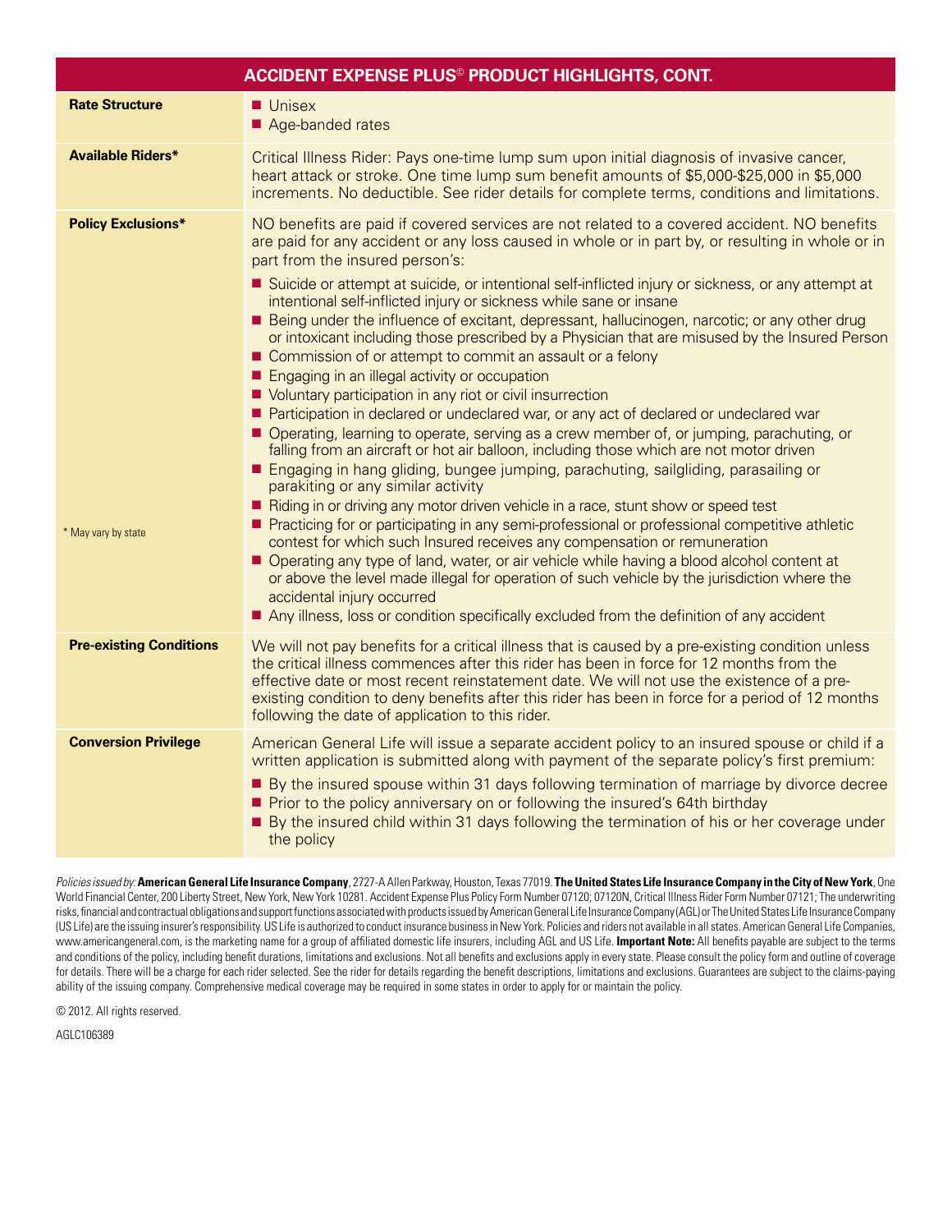| ACCIDENT EXPENSE PLUS© PRODUCT HIGHLIGHTS, CONT. | |
|---|---|
| **Rate Structure** | ■ Unisex<br>■ Age-banded rates |
| **Available Riders*** | Critical Illness Rider: Pays one-time lump sum upon initial diagnosis of invasive cancer, heart attack or stroke. One time lump sum benefit amounts of $5,000-$25,000 in $5,000 increments. No deductible. See rider details for complete terms, conditions and limitations. |
| **Policy Exclusions***<br><br>* May vary by state | NO benefits are paid if covered services are not related to a covered accident. NO benefits are paid for any accident or any loss caused in whole or in part by, or resulting in whole or in part from the insured person's:<br>■ Suicide or attempt at suicide, or intentional self-inflicted injury or sickness, or any attempt at intentional self-inflicted injury or sickness while sane or insane<br>■ Being under the influence of excitant, depressant, hallucinogen, narcotic; or any other drug or intoxicant including those prescribed by a Physician that are misused by the Insured Person<br>■ Commission of or attempt to commit an assault or a felony<br>■ Engaging in an illegal activity or occupation<br>■ Voluntary participation in any riot or civil insurrection<br>■ Participation in declared or undeclared war, or any act of declared or undeclared war<br>■ Operating, learning to operate, serving as a crew member of, or jumping, parachuting, or falling from an aircraft or hot air balloon, including those which are not motor driven<br>■ Engaging in hang gliding, bungee jumping, parachuting, sailgliding, parasailing or parakiting or any similar activity<br>■ Riding in or driving any motor driven vehicle in a race, stunt show or speed test<br>■ Practicing for or participating in any semi-professional or professional competitive athletic contest for which such Insured receives any compensation or remuneration<br>■ Operating any type of land, water, or air vehicle while having a blood alcohol content at or above the level made illegal for operation of such vehicle by the jurisdiction where the accidental injury occurred<br>■ Any illness, loss or condition specifically excluded from the definition of any accident |
| **Pre-existing Conditions** | We will not pay benefits for a critical illness that is caused by a pre-existing condition unless the critical illness commences after this rider has been in force for 12 months from the effective date or most recent reinstatement date. We will not use the existence of a pre-existing condition to deny benefits after this rider has been in force for a period of 12 months following the date of application to this rider. |
| **Conversion Privilege** | American General Life will issue a separate accident policy to an insured spouse or child if a written application is submitted along with payment of the separate policy's first premium:<br>■ By the insured spouse within 31 days following termination of marriage by divorce decree<br>■ Prior to the policy anniversary on or following the insured's 64th birthday<br>■ By the insured child within 31 days following the termination of his or her coverage under the policy |

*Policies issued by:* **American General Life Insurance Company**, 2727-A Allen Parkway, Houston, Texas 77019. **The United States Life Insurance Company in the City of New York**, One World Financial Center, 200 Liberty Street, New York, New York 10281. Accident Expense Plus Policy Form Number 07120; 07120N, Critical Illness Rider Form Number 07121; The underwriting risks, financial and contractual obligations and support functions associated with products issued by American General Life Insurance Company (AGL) or The United States Life Insurance Company (US Life) are the issuing insurer's responsibility. US Life is authorized to conduct insurance business in New York. Policies and riders not available in all states. American General Life Companies, www.americangeneral.com, is the marketing name for a group of affiliated domestic life insurers, including AGL and US Life. **Important Note:** All benefits payable are subject to the terms and conditions of the policy, including benefit durations, limitations and exclusions. Not all benefits and exclusions apply in every state. Please consult the policy form and outline of coverage for details. There will be a charge for each rider selected. See the rider for details regarding the benefit descriptions, limitations and exclusions. Guarantees are subject to the claims-paying ability of the issuing company. Comprehensive medical coverage may be required in some states in order to apply for or maintain the policy.

© 2012. All rights reserved.

AGLC106389